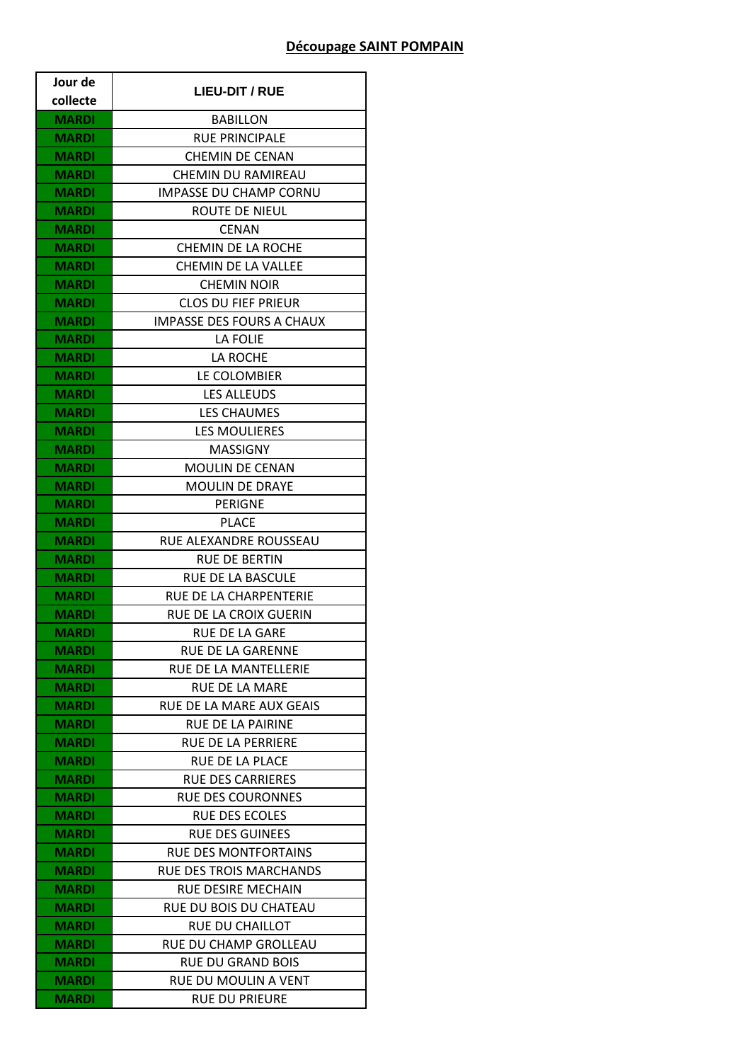**Découpage SAINT POMPAIN**

| Jour de collecte | LIEU-DIT / RUE |
|---|---|
| MARDI | BABILLON |
| MARDI | RUE PRINCIPALE |
| MARDI | CHEMIN DE CENAN |
| MARDI | CHEMIN DU RAMIREAU |
| MARDI | IMPASSE DU CHAMP CORNU |
| MARDI | ROUTE DE NIEUL |
| MARDI | CENAN |
| MARDI | CHEMIN DE LA ROCHE |
| MARDI | CHEMIN DE LA VALLEE |
| MARDI | CHEMIN NOIR |
| MARDI | CLOS DU FIEF PRIEUR |
| MARDI | IMPASSE DES FOURS A CHAUX |
| MARDI | LA FOLIE |
| MARDI | LA ROCHE |
| MARDI | LE COLOMBIER |
| MARDI | LES ALLEUDS |
| MARDI | LES CHAUMES |
| MARDI | LES MOULIERES |
| MARDI | MASSIGNY |
| MARDI | MOULIN DE CENAN |
| MARDI | MOULIN DE DRAYE |
| MARDI | PERIGNE |
| MARDI | PLACE |
| MARDI | RUE ALEXANDRE ROUSSEAU |
| MARDI | RUE DE BERTIN |
| MARDI | RUE DE LA BASCULE |
| MARDI | RUE DE LA CHARPENTERIE |
| MARDI | RUE DE LA CROIX GUERIN |
| MARDI | RUE DE LA GARE |
| MARDI | RUE DE LA GARENNE |
| MARDI | RUE DE LA MANTELLERIE |
| MARDI | RUE DE LA MARE |
| MARDI | RUE DE LA MARE AUX GEAIS |
| MARDI | RUE DE LA PAIRINE |
| MARDI | RUE DE LA PERRIERE |
| MARDI | RUE DE LA PLACE |
| MARDI | RUE DES CARRIERES |
| MARDI | RUE DES COURONNES |
| MARDI | RUE DES ECOLES |
| MARDI | RUE DES GUINEES |
| MARDI | RUE DES MONTFORTAINS |
| MARDI | RUE DES TROIS MARCHANDS |
| MARDI | RUE DESIRE MECHAIN |
| MARDI | RUE DU BOIS DU CHATEAU |
| MARDI | RUE DU CHAILLOT |
| MARDI | RUE DU CHAMP GROLLEAU |
| MARDI | RUE DU GRAND BOIS |
| MARDI | RUE DU MOULIN A VENT |
| MARDI | RUE DU PRIEURE |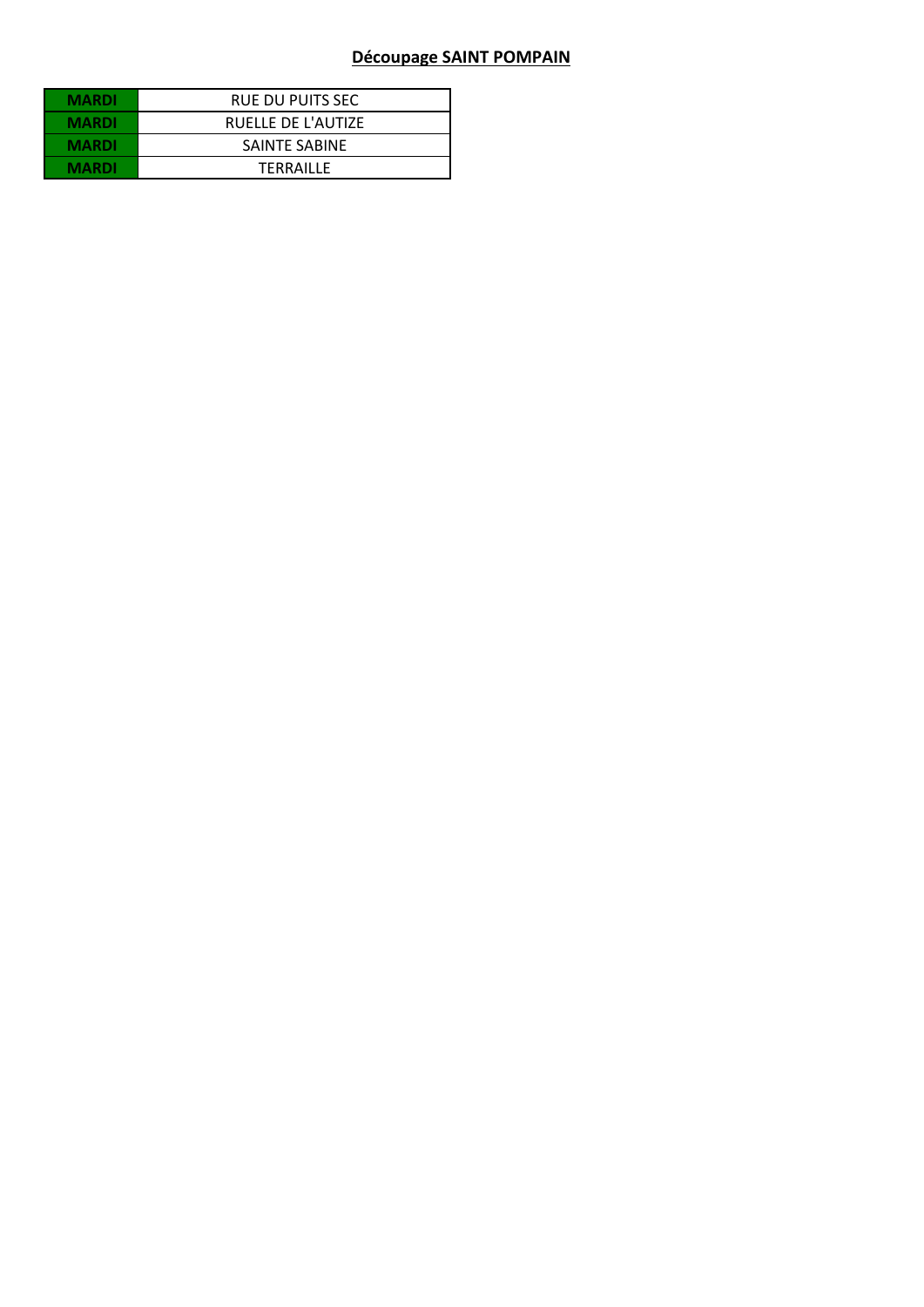**Découpage SAINT POMPAIN**

| | |
|---|---|
| MARDI | RUE DU PUITS SEC |
| MARDI | RUELLE DE L'AUTIZE |
| MARDI | SAINTE SABINE |
| MARDI | TERRAILLE |